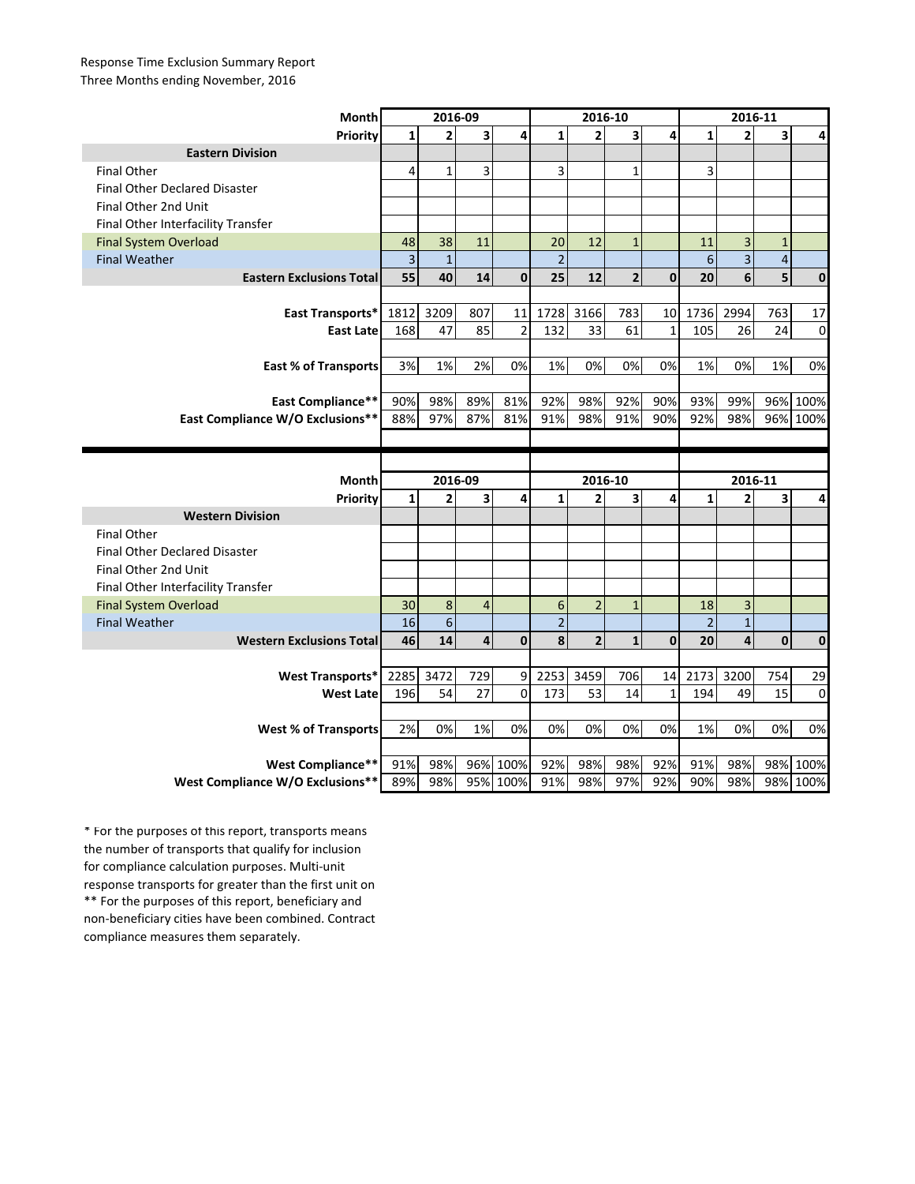Response Time Exclusion Summary Report
Three Months ending November, 2016

| Month | 2016-09 | | | | 2016-10 | | | | 2016-11 | | | |
|---|---|---|---|---|---|---|---|---|---|---|---|---|
| Priority | 1 | 2 | 3 | 4 | 1 | 2 | 3 | 4 | 1 | 2 | 3 | 4 |
| **Eastern Division** | | | | | | | | | | | | |
| Final Other | 4 | 1 | 3 | | 3 | | 1 | | 3 | | | |
| Final Other Declared Disaster | | | | | | | | | | | | |
| Final Other 2nd Unit | | | | | | | | | | | | |
| Final Other Interfacility Transfer | | | | | | | | | | | | |
| Final System Overload | 48 | 38 | 11 | | 20 | 12 | 1 | | 11 | 3 | 1 | |
| Final Weather | 3 | 1 | | | 2 | | | | 6 | 3 | 4 | |
| **Eastern Exclusions Total** | **55** | **40** | **14** | **0** | **25** | **12** | **2** | **0** | **20** | **6** | **5** | **0** |
| | | | | | | | | | | | | |
| **East Transports*** | 1812 | 3209 | 807 | 11 | 1728 | 3166 | 783 | 10 | 1736 | 2994 | 763 | 17 |
| **East Late** | 168 | 47 | 85 | 2 | 132 | 33 | 61 | 1 | 105 | 26 | 24 | 0 |
| | | | | | | | | | | | | |
| **East % of Transports** | 3% | 1% | 2% | 0% | 1% | 0% | 0% | 0% | 1% | 0% | 1% | 0% |
| | | | | | | | | | | | | |
| **East Compliance**** | 90% | 98% | 89% | 81% | 92% | 98% | 92% | 90% | 93% | 99% | 96% | 100% |
| **East Compliance W/O Exclusions**** | 88% | 97% | 87% | 81% | 91% | 98% | 91% | 90% | 92% | 98% | 96% | 100% |

| Month | 2016-09 | | | | 2016-10 | | | | 2016-11 | | | |
|---|---|---|---|---|---|---|---|---|---|---|---|---|
| Priority | 1 | 2 | 3 | 4 | 1 | 2 | 3 | 4 | 1 | 2 | 3 | 4 |
| **Western Division** | | | | | | | | | | | | |
| Final Other | | | | | | | | | | | | |
| Final Other Declared Disaster | | | | | | | | | | | | |
| Final Other 2nd Unit | | | | | | | | | | | | |
| Final Other Interfacility Transfer | | | | | | | | | | | | |
| Final System Overload | 30 | 8 | 4 | | 6 | 2 | 1 | | 18 | 3 | | |
| Final Weather | 16 | 6 | | | 2 | | | | 2 | 1 | | |
| **Western Exclusions Total** | **46** | **14** | **4** | **0** | **8** | **2** | **1** | **0** | **20** | **4** | **0** | **0** |
| | | | | | | | | | | | | |
| **West Transports*** | 2285 | 3472 | 729 | 9 | 2253 | 3459 | 706 | 14 | 2173 | 3200 | 754 | 29 |
| **West Late** | 196 | 54 | 27 | 0 | 173 | 53 | 14 | 1 | 194 | 49 | 15 | 0 |
| | | | | | | | | | | | | |
| **West % of Transports** | 2% | 0% | 1% | 0% | 0% | 0% | 0% | 0% | 1% | 0% | 0% | 0% |
| | | | | | | | | | | | | |
| **West Compliance**** | 91% | 98% | 96% | 100% | 92% | 98% | 98% | 92% | 91% | 98% | 98% | 100% |
| **West Compliance W/O Exclusions**** | 89% | 98% | 95% | 100% | 91% | 98% | 97% | 92% | 90% | 98% | 98% | 100% |

* For the purposes of this report, transports means the number of transports that qualify for inclusion for compliance calculation purposes. Multi-unit response transports for greater than the first unit on

** For the purposes of this report, beneficiary and non-beneficiary cities have been combined. Contract compliance measures them separately.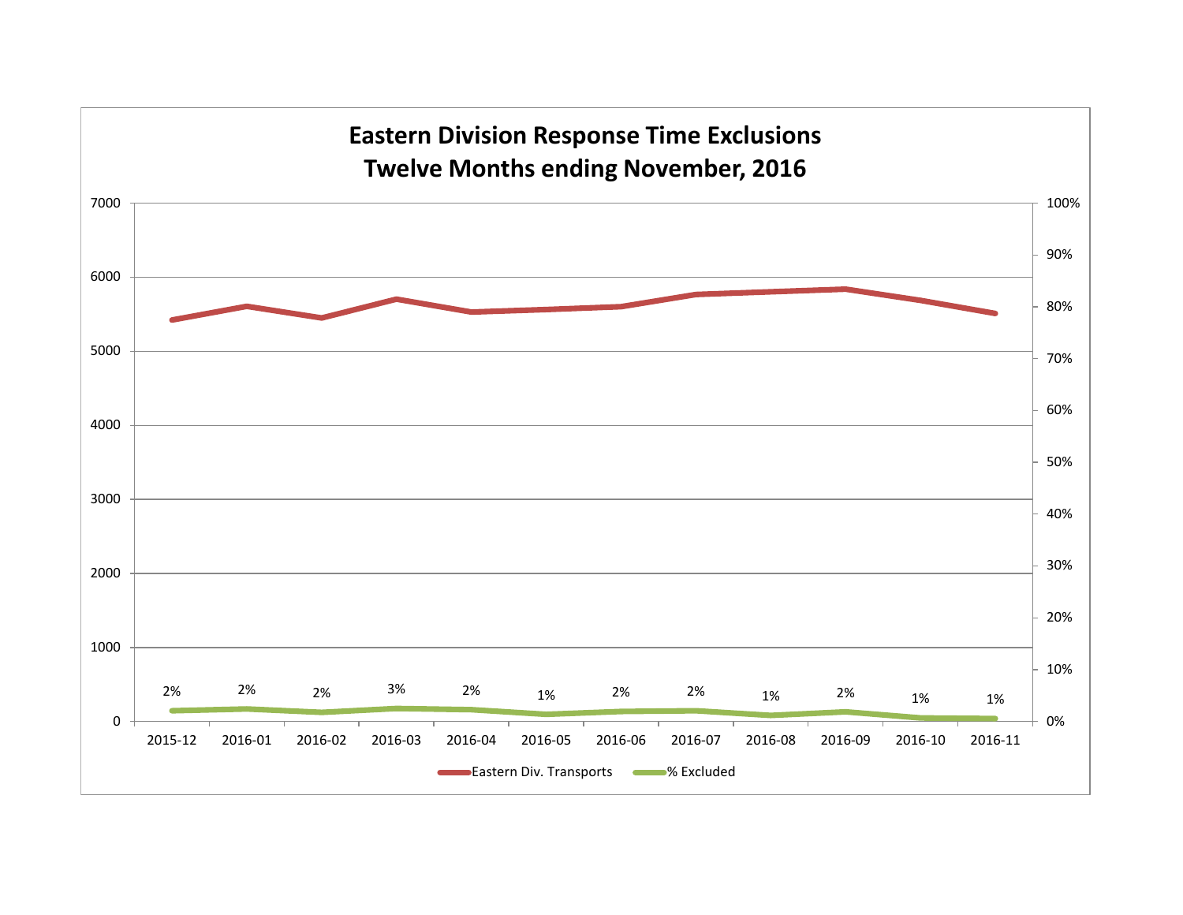# Eastern Division Response Time Exclusions
## Twelve Months ending November, 2016

| Month | % Excluded |
|---|---|
| 2015-12 | 2% |
| 2016-01 | 2% |
| 2016-02 | 2% |
| 2016-03 | 3% |
| 2016-04 | 2% |
| 2016-05 | 1% |
| 2016-06 | 2% |
| 2016-07 | 2% |
| 2016-08 | 1% |
| 2016-09 | 2% |
| 2016-10 | 1% |
| 2016-11 | 1% |

Eastern Div. Transports | % Excluded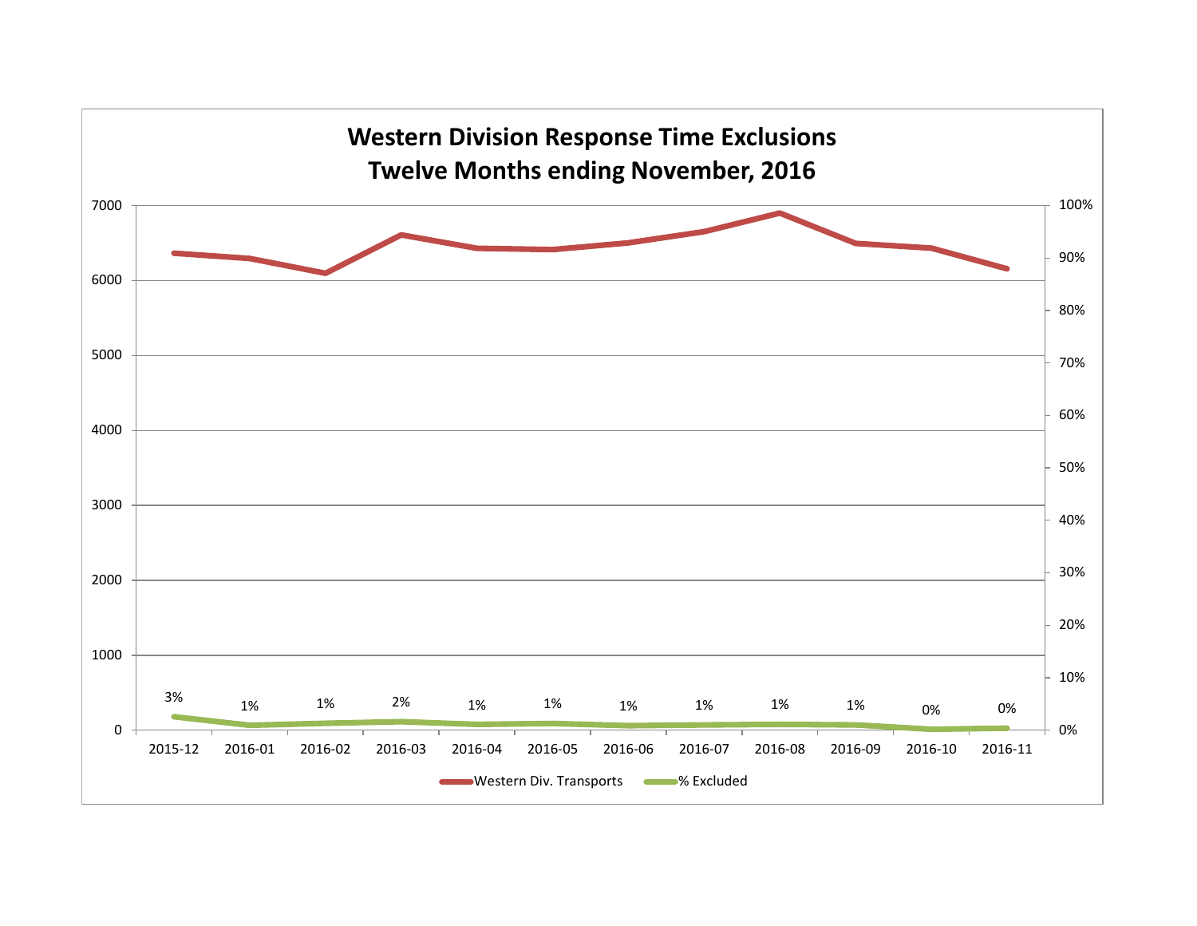# Western Division Response Time Exclusions
## Twelve Months ending November, 2016

7000
6000
5000
4000
3000
2000
1000
0

100%
90%
80%
70%
60%
50%
40%
30%
20%
10%
0%

3% 1% 1% 2% 1% 1% 1% 1% 1% 1% 0% 0%

2015-12 2016-01 2016-02 2016-03 2016-04 2016-05 2016-06 2016-07 2016-08 2016-09 2016-10 2016-11

Western Div. Transports
% Excluded